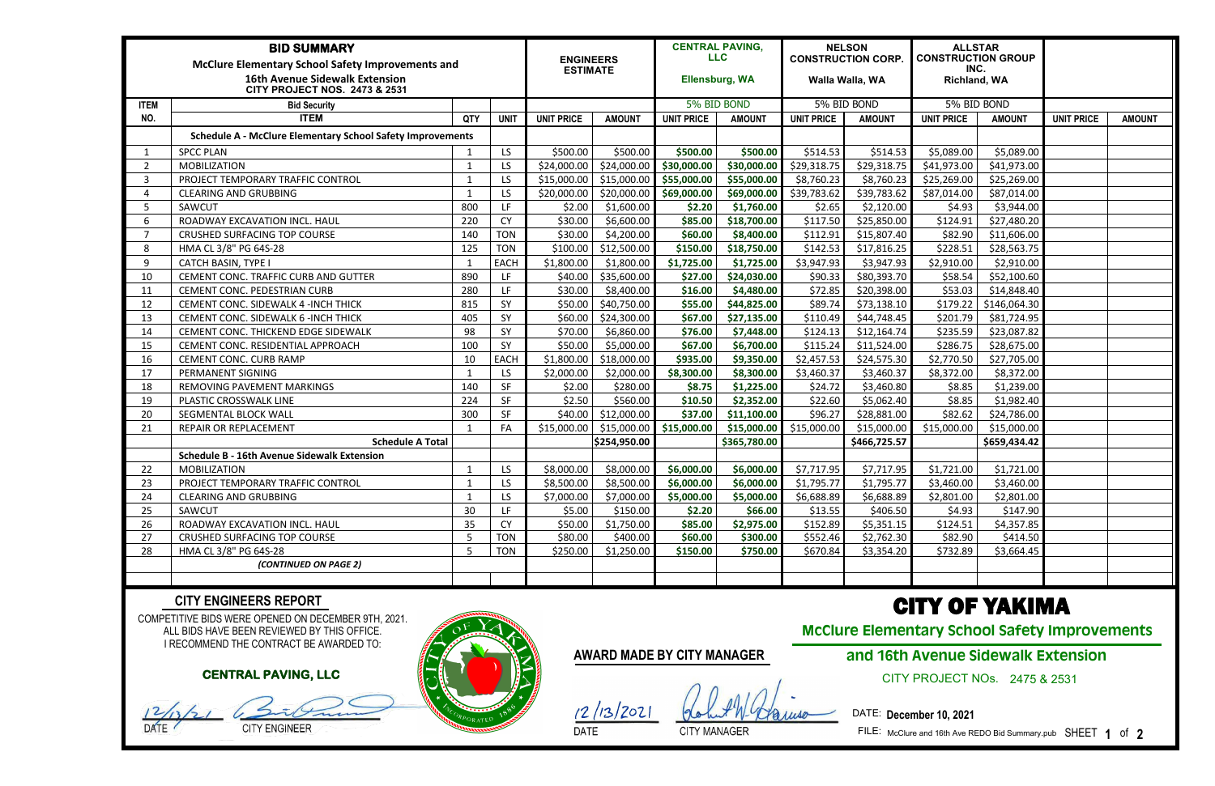| BID SUMMARY<br>McClure Elementary School Safety Improvements and<br>16th Avenue Sidewalk Extension<br>CITY PROJECT NOS. 2473 & 2531 | | | | ENGINEERS ESTIMATE | | CENTRAL PAVING, LLC<br>Ellensburg, WA | | NELSON CONSTRUCTION CORP.<br>Walla Walla, WA | | ALLSTAR CONSTRUCTION GROUP INC.<br>Richland, WA | | | |
|---|---|---|---|---|---|---|---|---|---|---|---|---|---|
| ITEM | Bid Security | | | | | 5% BID BOND | | 5% BID BOND | | 5% BID BOND | | | |
| NO. | ITEM | QTY | UNIT | UNIT PRICE | AMOUNT | UNIT PRICE | AMOUNT | UNIT PRICE | AMOUNT | UNIT PRICE | AMOUNT | UNIT PRICE | AMOUNT |
| | **Schedule A - McClure Elementary School Safety Improvements** | | | | | | | | | | | | |
| 1 | SPCC PLAN | 1 | LS | $500.00 | $500.00 | **$500.00** | **$500.00** | $514.53 | $514.53 | $5,089.00 | $5,089.00 | | |
| 2 | MOBILIZATION | 1 | LS | $24,000.00 | $24,000.00 | **$30,000.00** | **$30,000.00** | $29,318.75 | $29,318.75 | $41,973.00 | $41,973.00 | | |
| 3 | PROJECT TEMPORARY TRAFFIC CONTROL | 1 | LS | $15,000.00 | $15,000.00 | **$55,000.00** | **$55,000.00** | $8,760.23 | $8,760.23 | $25,269.00 | $25,269.00 | | |
| 4 | CLEARING AND GRUBBING | 1 | LS | $20,000.00 | $20,000.00 | **$69,000.00** | **$69,000.00** | $39,783.62 | $39,783.62 | $87,014.00 | $87,014.00 | | |
| 5 | SAWCUT | 800 | LF | $2.00 | $1,600.00 | **$2.20** | **$1,760.00** | $2.65 | $2,120.00 | $4.93 | $3,944.00 | | |
| 6 | ROADWAY EXCAVATION INCL. HAUL | 220 | CY | $30.00 | $6,600.00 | **$85.00** | **$18,700.00** | $117.50 | $25,850.00 | $124.91 | $27,480.20 | | |
| 7 | CRUSHED SURFACING TOP COURSE | 140 | TON | $30.00 | $4,200.00 | **$60.00** | **$8,400.00** | $112.91 | $15,807.40 | $82.90 | $11,606.00 | | |
| 8 | HMA CL 3/8" PG 64S-28 | 125 | TON | $100.00 | $12,500.00 | **$150.00** | **$18,750.00** | $142.53 | $17,816.25 | $228.51 | $28,563.75 | | |
| 9 | CATCH BASIN, TYPE I | 1 | EACH | $1,800.00 | $1,800.00 | **$1,725.00** | **$1,725.00** | $3,947.93 | $3,947.93 | $2,910.00 | $2,910.00 | | |
| 10 | CEMENT CONC. TRAFFIC CURB AND GUTTER | 890 | LF | $40.00 | $35,600.00 | **$27.00** | **$24,030.00** | $90.33 | $80,393.70 | $58.54 | $52,100.60 | | |
| 11 | CEMENT CONC. PEDESTRIAN CURB | 280 | LF | $30.00 | $8,400.00 | **$16.00** | **$4,480.00** | $72.85 | $20,398.00 | $53.03 | $14,848.40 | | |
| 12 | CEMENT CONC. SIDEWALK 4 -INCH THICK | 815 | SY | $50.00 | $40,750.00 | **$55.00** | **$44,825.00** | $89.74 | $73,138.10 | $179.22 | $146,064.30 | | |
| 13 | CEMENT CONC. SIDEWALK 6 -INCH THICK | 405 | SY | $60.00 | $24,300.00 | **$67.00** | **$27,135.00** | $110.49 | $44,748.45 | $201.79 | $81,724.95 | | |
| 14 | CEMENT CONC. THICKEND EDGE SIDEWALK | 98 | SY | $70.00 | $6,860.00 | **$76.00** | **$7,448.00** | $124.13 | $12,164.74 | $235.59 | $23,087.82 | | |
| 15 | CEMENT CONC. RESIDENTIAL APPROACH | 100 | SY | $50.00 | $5,000.00 | **$67.00** | **$6,700.00** | $115.24 | $11,524.00 | $286.75 | $28,675.00 | | |
| 16 | CEMENT CONC. CURB RAMP | 10 | EACH | $1,800.00 | $18,000.00 | **$935.00** | **$9,350.00** | $2,457.53 | $24,575.30 | $2,770.50 | $27,705.00 | | |
| 17 | PERMANENT SIGNING | 1 | LS | $2,000.00 | $2,000.00 | **$8,300.00** | **$8,300.00** | $3,460.37 | $3,460.37 | $8,372.00 | $8,372.00 | | |
| 18 | REMOVING PAVEMENT MARKINGS | 140 | SF | $2.00 | $280.00 | **$8.75** | **$1,225.00** | $24.72 | $3,460.80 | $8.85 | $1,239.00 | | |
| 19 | PLASTIC CROSSWALK LINE | 224 | SF | $2.50 | $560.00 | **$10.50** | **$2,352.00** | $22.60 | $5,062.40 | $8.85 | $1,982.40 | | |
| 20 | SEGMENTAL BLOCK WALL | 300 | SF | $40.00 | $12,000.00 | **$37.00** | **$11,100.00** | $96.27 | $28,881.00 | $82.62 | $24,786.00 | | |
| 21 | REPAIR OR REPLACEMENT | 1 | FA | $15,000.00 | $15,000.00 | **$15,000.00** | **$15,000.00** | $15,000.00 | $15,000.00 | $15,000.00 | $15,000.00 | | |
| | **Schedule A Total** | | | | **$254,950.00** | | **$365,780.00** | | **$466,725.57** | | **$659,434.42** | | |
| | **Schedule B - 16th Avenue Sidewalk Extension** | | | | | | | | | | | | |
| 22 | MOBILIZATION | 1 | LS | $8,000.00 | $8,000.00 | **$6,000.00** | **$6,000.00** | $7,717.95 | $7,717.95 | $1,721.00 | $1,721.00 | | |
| 23 | PROJECT TEMPORARY TRAFFIC CONTROL | 1 | LS | $8,500.00 | $8,500.00 | **$6,000.00** | **$6,000.00** | $1,795.77 | $1,795.77 | $3,460.00 | $3,460.00 | | |
| 24 | CLEARING AND GRUBBING | 1 | LS | $7,000.00 | $7,000.00 | **$5,000.00** | **$5,000.00** | $6,688.89 | $6,688.89 | $2,801.00 | $2,801.00 | | |
| 25 | SAWCUT | 30 | LF | $5.00 | $150.00 | **$2.20** | **$66.00** | $13.55 | $406.50 | $4.93 | $147.90 | | |
| 26 | ROADWAY EXCAVATION INCL. HAUL | 35 | CY | $50.00 | $1,750.00 | **$85.00** | **$2,975.00** | $152.89 | $5,351.15 | $124.51 | $4,357.85 | | |
| 27 | CRUSHED SURFACING TOP COURSE | 5 | TON | $80.00 | $400.00 | **$60.00** | **$300.00** | $552.46 | $2,762.30 | $82.90 | $414.50 | | |
| 28 | HMA CL 3/8" PG 64S-28 | 5 | TON | $250.00 | $1,250.00 | **$150.00** | **$750.00** | $670.84 | $3,354.20 | $732.89 | $3,664.45 | | |
| | ***(CONTINUED ON PAGE 2)*** | | | | | | | | | | | | |

## CITY ENGINEERS REPORT

COMPETITIVE BIDS WERE OPENED ON DECEMBER 9TH, 2021.
ALL BIDS HAVE BEEN REVIEWED BY THIS OFFICE.
I RECOMMEND THE CONTRACT BE AWARDED TO:

**CENTRAL PAVING, LLC**

12/13/21 _[signature]_
DATE CITY ENGINEER

**AWARD MADE BY CITY MANAGER**

12/13/2021 _[signature]_
DATE CITY MANAGER

# CITY OF YAKIMA

**McClure Elementary School Safety Improvements**
**and 16th Avenue Sidewalk Extension**

CITY PROJECT NOs. 2475 & 2531

DATE: **December 10, 2021**

FILE: McClure and 16th Ave REDO Bid Summary.pub SHEET **1** of **2**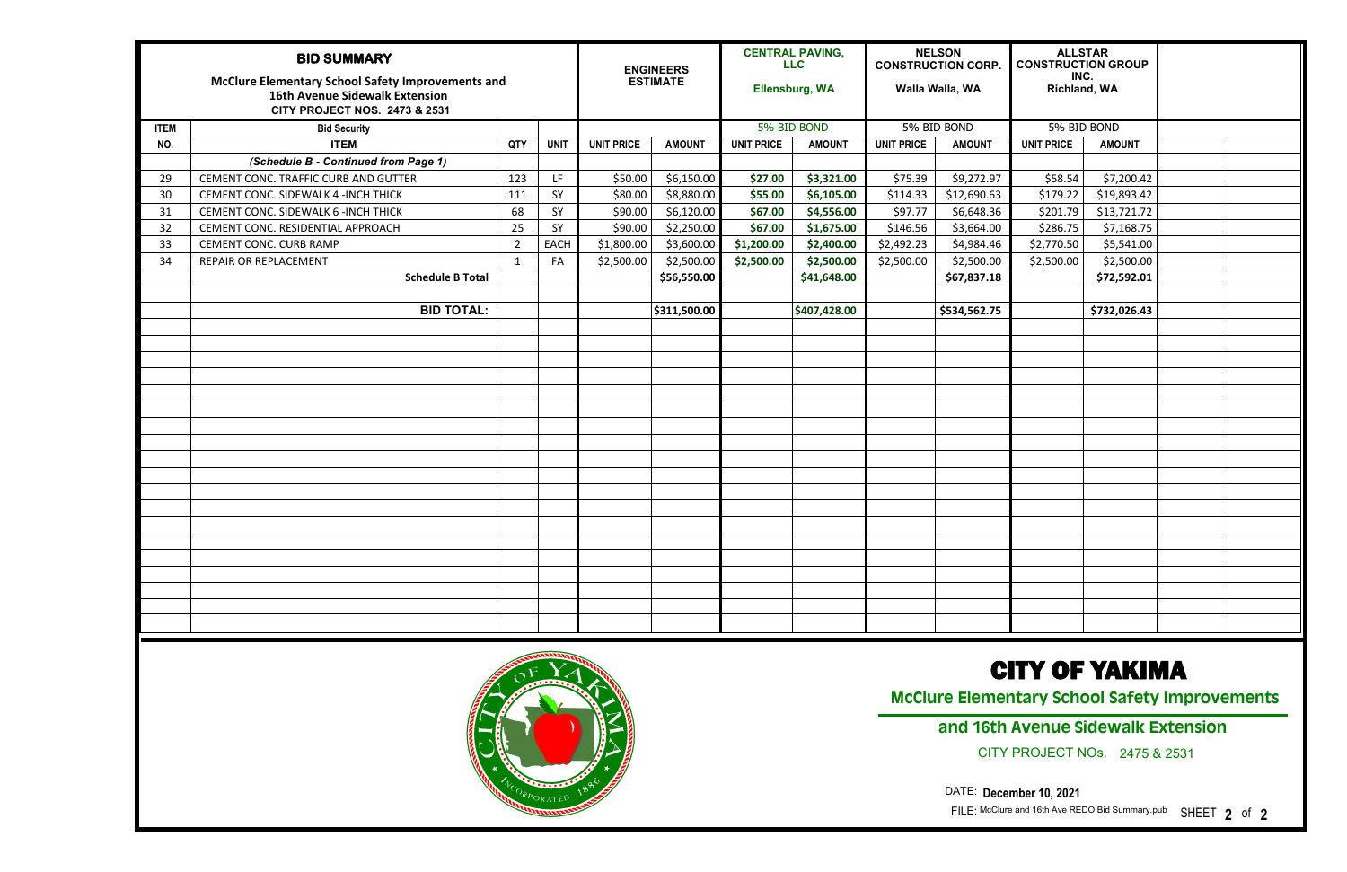| BID SUMMARY<br>McClure Elementary School Safety Improvements and<br>16th Avenue Sidewalk Extension<br>CITY PROJECT NOS. 2473 & 2531 | | | | ENGINEERS ESTIMATE | | CENTRAL PAVING, LLC<br>Ellensburg, WA | | NELSON CONSTRUCTION CORP.<br>Walla Walla, WA | | ALLSTAR CONSTRUCTION GROUP INC.<br>Richland, WA | |
|---|---|---|---|---|---|---|---|---|---|---|---|
| ITEM | Bid Security | | | | | 5% BID BOND | | 5% BID BOND | | 5% BID BOND | |
| NO. | ITEM | QTY | UNIT | UNIT PRICE | AMOUNT | UNIT PRICE | AMOUNT | UNIT PRICE | AMOUNT | UNIT PRICE | AMOUNT |
| | *(Schedule B - Continued from Page 1)* | | | | | | | | | | |
| 29 | CEMENT CONC. TRAFFIC CURB AND GUTTER | 123 | LF | $50.00 | $6,150.00 | $27.00 | $3,321.00 | $75.39 | $9,272.97 | $58.54 | $7,200.42 |
| 30 | CEMENT CONC. SIDEWALK 4 -INCH THICK | 111 | SY | $80.00 | $8,880.00 | $55.00 | $6,105.00 | $114.33 | $12,690.63 | $179.22 | $19,893.42 |
| 31 | CEMENT CONC. SIDEWALK 6 -INCH THICK | 68 | SY | $90.00 | $6,120.00 | $67.00 | $4,556.00 | $97.77 | $6,648.36 | $201.79 | $13,721.72 |
| 32 | CEMENT CONC. RESIDENTIAL APPROACH | 25 | SY | $90.00 | $2,250.00 | $67.00 | $1,675.00 | $146.56 | $3,664.00 | $286.75 | $7,168.75 |
| 33 | CEMENT CONC. CURB RAMP | 2 | EACH | $1,800.00 | $3,600.00 | $1,200.00 | $2,400.00 | $2,492.23 | $4,984.46 | $2,770.50 | $5,541.00 |
| 34 | REPAIR OR REPLACEMENT | 1 | FA | $2,500.00 | $2,500.00 | $2,500.00 | $2,500.00 | $2,500.00 | $2,500.00 | $2,500.00 | $2,500.00 |
| | **Schedule B Total** | | | | $56,550.00 | | $41,648.00 | | $67,837.18 | | $72,592.01 |
| | **BID TOTAL:** | | | | $311,500.00 | | $407,428.00 | | $534,562.75 | | $732,026.43 |

# CITY OF YAKIMA

**McClure Elementary School Safety Improvements**

**and 16th Avenue Sidewalk Extension**

CITY PROJECT NOs. 2475 & 2531

DATE: **December 10, 2021**

FILE: McClure and 16th Ave REDO Bid Summary.pub